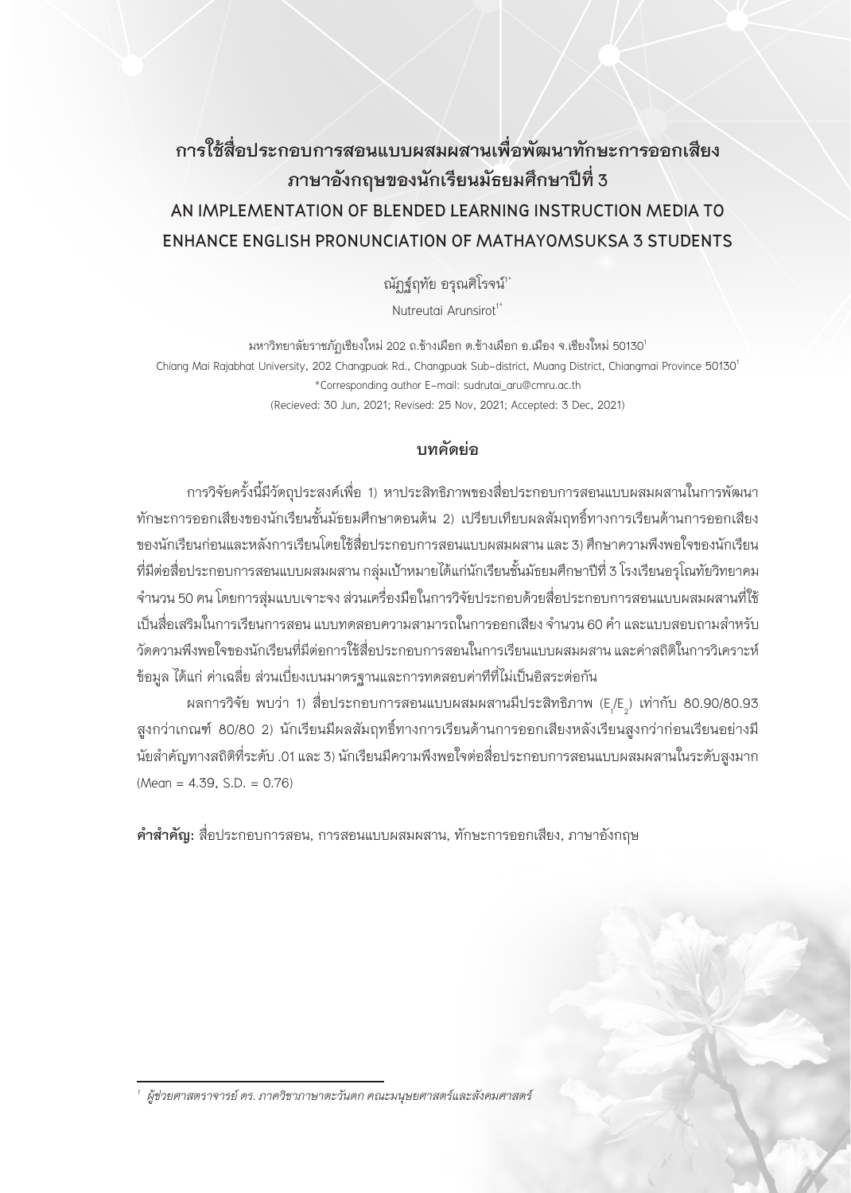# การใช้สื่อประกอบการสอนแบบผสมผสานเพื่อพัฒนาทักษะการออกเสียงภาษาอังกฤษของนักเรียนมัธยมศึกษาปีที่ 3

# AN IMPLEMENTATION OF BLENDED LEARNING INSTRUCTION MEDIA TO ENHANCE ENGLISH PRONUNCIATION OF MATHAYOMSUKSA 3 STUDENTS

ณัฏฐ์ฤทัย อรุณศิโรจน์[1*]

Nutreutai Arunsirot[1*]

มหาวิทยาลัยราชภัฏเชียงใหม่ 202 ถ.ช้างเผือก ต.ช้างเผือก อ.เมือง จ.เชียงใหม่ 50130[1]

Chiang Mai Rajabhat University, 202 Changpuak Rd., Changpuak Sub-district, Muang District, Chiangmai Province 50130[1]

*Corresponding author E-mail: sudrutai_aru@cmru.ac.th

(Recieved: 30 Jun, 2021; Revised: 25 Nov, 2021; Accepted: 3 Dec, 2021)

## บทคัดย่อ

การวิจัยครั้งนี้มีวัตถุประสงค์เพื่อ 1) หาประสิทธิภาพของสื่อประกอบการสอนแบบผสมผสานในการพัฒนาทักษะการออกเสียงของนักเรียนชั้นมัธยมศึกษาตอนต้น 2) เปรียบเทียบผลสัมฤทธิ์ทางการเรียนด้านการออกเสียงของนักเรียนก่อนและหลังการเรียนโดยใช้สื่อประกอบการสอนแบบผสมผสาน และ 3) ศึกษาความพึงพอใจของนักเรียนที่มีต่อสื่อประกอบการสอนแบบผสมผสาน กลุ่มเป้าหมายได้แก่นักเรียนชั้นมัธยมศึกษาปีที่ 3 โรงเรียนอรุโณทัยวิทยาคม จำนวน 50 คน โดยการสุ่มแบบเจาะจง ส่วนเครื่องมือในการวิจัยประกอบด้วยสื่อประกอบการสอนแบบผสมผสานที่ใช้เป็นสื่อเสริมในการเรียนการสอน แบบทดสอบความสามารถในการออกเสียง จำนวน 60 คำ และแบบสอบถามสำหรับวัดความพึงพอใจของนักเรียนที่มีต่อการใช้สื่อประกอบการสอนในการเรียนแบบผสมผสาน และค่าสถิติในการวิเคราะห์ข้อมูล ได้แก่ ค่าเฉลี่ย ส่วนเบี่ยงเบนมาตรฐานและการทดสอบค่าทีที่ไม่เป็นอิสระต่อกัน

ผลการวิจัย พบว่า 1) สื่อประกอบการสอนแบบผสมผสานมีประสิทธิภาพ ($E_1/E_2$) เท่ากับ 80.90/80.93 สูงกว่าเกณฑ์ 80/80 2) นักเรียนมีผลสัมฤทธิ์ทางการเรียนด้านการออกเสียงหลังเรียนสูงกว่าก่อนเรียนอย่างมีนัยสำคัญทางสถิติที่ระดับ .01 และ 3) นักเรียนมีความพึงพอใจต่อสื่อประกอบการสอนแบบผสมผสานในระดับสูงมาก (Mean = 4.39, S.D. = 0.76)

**คำสำคัญ:** สื่อประกอบการสอน, การสอนแบบผสมผสาน, ทักษะการออกเสียง, ภาษาอังกฤษ

---

[1] *ผู้ช่วยศาสตราจารย์ ดร. ภาควิชาภาษาตะวันตก คณะมนุษยศาสตร์และสังคมศาสตร์*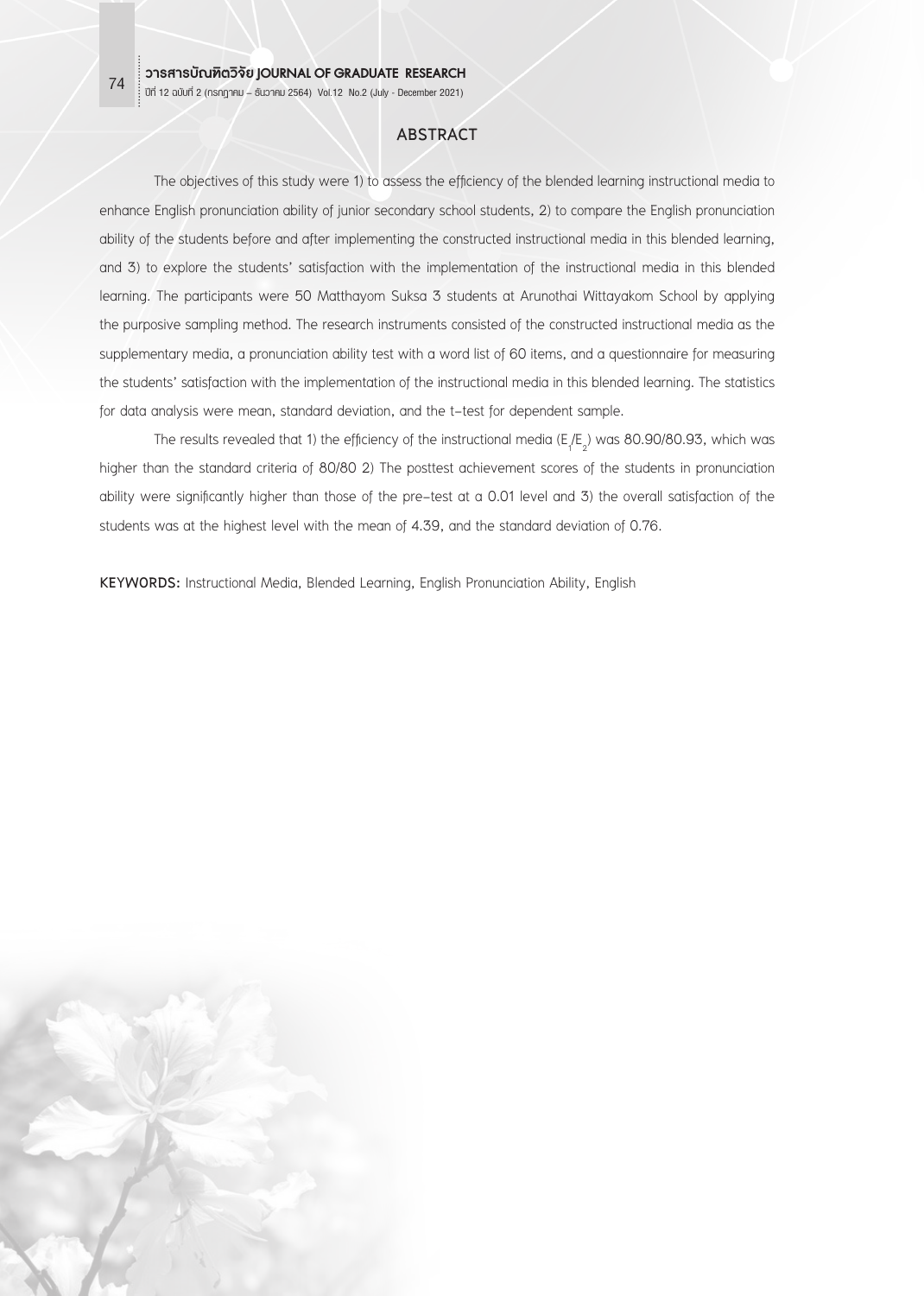## ABSTRACT

The objectives of this study were 1) to assess the efficiency of the blended learning instructional media to enhance English pronunciation ability of junior secondary school students, 2) to compare the English pronunciation ability of the students before and after implementing the constructed instructional media in this blended learning, and 3) to explore the students' satisfaction with the implementation of the instructional media in this blended learning. The participants were 50 Matthayom Suksa 3 students at Arunothai Wittayakom School by applying the purposive sampling method. The research instruments consisted of the constructed instructional media as the supplementary media, a pronunciation ability test with a word list of 60 items, and a questionnaire for measuring the students' satisfaction with the implementation of the instructional media in this blended learning. The statistics for data analysis were mean, standard deviation, and the t-test for dependent sample.

The results revealed that 1) the efficiency of the instructional media ($E_1/E_2$) was 80.90/80.93, which was higher than the standard criteria of 80/80 2) The posttest achievement scores of the students in pronunciation ability were significantly higher than those of the pre-test at a 0.01 level and 3) the overall satisfaction of the students was at the highest level with the mean of 4.39, and the standard deviation of 0.76.

**KEYWORDS:** Instructional Media, Blended Learning, English Pronunciation Ability, English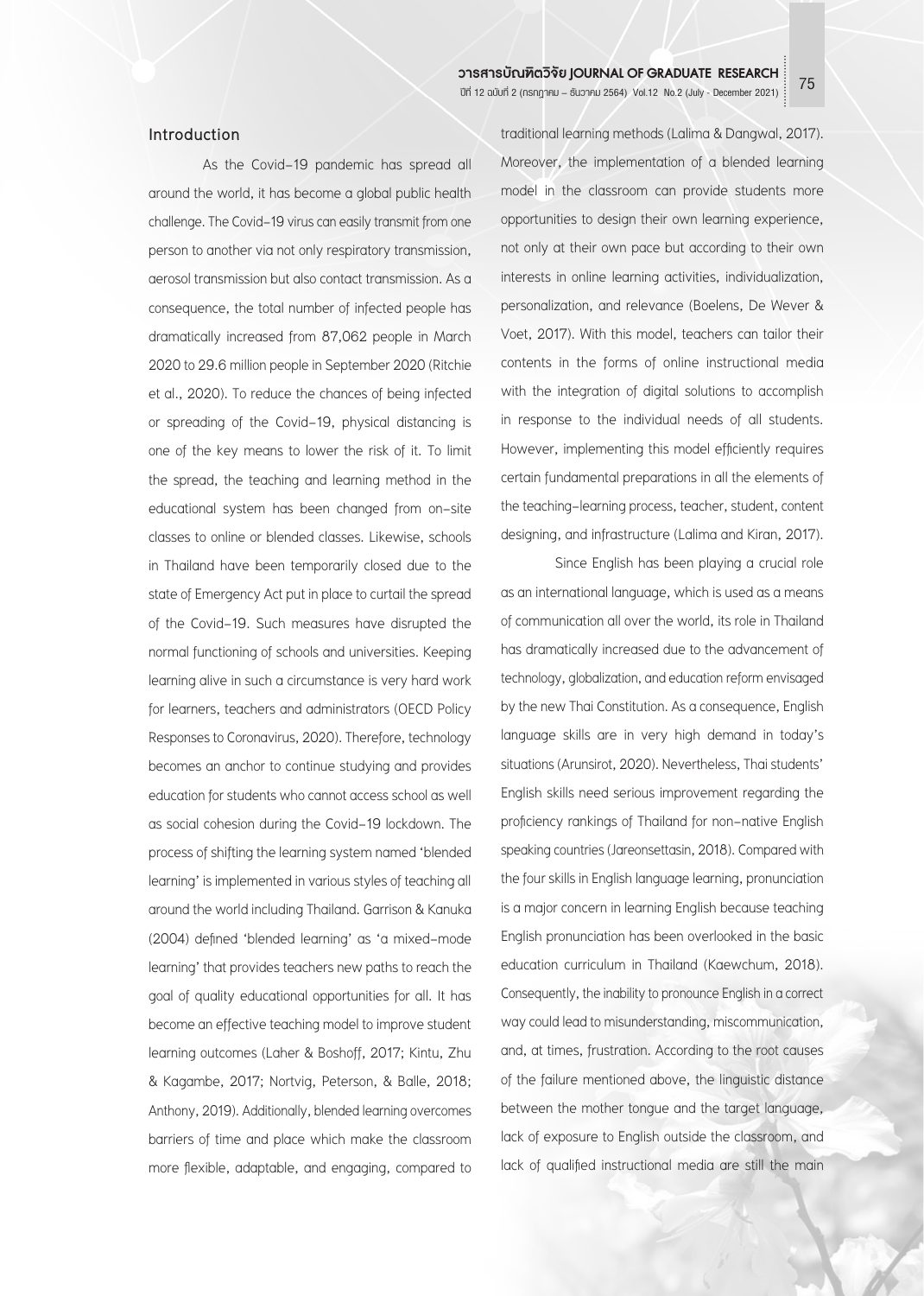## Introduction

As the Covid-19 pandemic has spread all around the world, it has become a global public health challenge. The Covid-19 virus can easily transmit from one person to another via not only respiratory transmission, aerosol transmission but also contact transmission. As a consequence, the total number of infected people has dramatically increased from 87,062 people in March 2020 to 29.6 million people in September 2020 (Ritchie et al., 2020). To reduce the chances of being infected or spreading of the Covid-19, physical distancing is one of the key means to lower the risk of it. To limit the spread, the teaching and learning method in the educational system has been changed from on-site classes to online or blended classes. Likewise, schools in Thailand have been temporarily closed due to the state of Emergency Act put in place to curtail the spread of the Covid-19. Such measures have disrupted the normal functioning of schools and universities. Keeping learning alive in such a circumstance is very hard work for learners, teachers and administrators (OECD Policy Responses to Coronavirus, 2020). Therefore, technology becomes an anchor to continue studying and provides education for students who cannot access school as well as social cohesion during the Covid-19 lockdown. The process of shifting the learning system named 'blended learning' is implemented in various styles of teaching all around the world including Thailand. Garrison & Kanuka (2004) defined 'blended learning' as 'a mixed-mode learning' that provides teachers new paths to reach the goal of quality educational opportunities for all. It has become an effective teaching model to improve student learning outcomes (Laher & Boshoff, 2017; Kintu, Zhu & Kagambe, 2017; Nortvig, Peterson, & Balle, 2018; Anthony, 2019). Additionally, blended learning overcomes barriers of time and place which make the classroom more flexible, adaptable, and engaging, compared to traditional learning methods (Lalima & Dangwal, 2017). Moreover, the implementation of a blended learning model in the classroom can provide students more opportunities to design their own learning experience, not only at their own pace but according to their own interests in online learning activities, individualization, personalization, and relevance (Boelens, De Wever & Voet, 2017). With this model, teachers can tailor their contents in the forms of online instructional media with the integration of digital solutions to accomplish in response to the individual needs of all students. However, implementing this model efficiently requires certain fundamental preparations in all the elements of the teaching-learning process, teacher, student, content designing, and infrastructure (Lalima and Kiran, 2017).

Since English has been playing a crucial role as an international language, which is used as a means of communication all over the world, its role in Thailand has dramatically increased due to the advancement of technology, globalization, and education reform envisaged by the new Thai Constitution. As a consequence, English language skills are in very high demand in today's situations (Arunsirot, 2020). Nevertheless, Thai students' English skills need serious improvement regarding the proficiency rankings of Thailand for non-native English speaking countries (Jareonsettasin, 2018). Compared with the four skills in English language learning, pronunciation is a major concern in learning English because teaching English pronunciation has been overlooked in the basic education curriculum in Thailand (Kaewchum, 2018). Consequently, the inability to pronounce English in a correct way could lead to misunderstanding, miscommunication, and, at times, frustration. According to the root causes of the failure mentioned above, the linguistic distance between the mother tongue and the target language, lack of exposure to English outside the classroom, and lack of qualified instructional media are still the main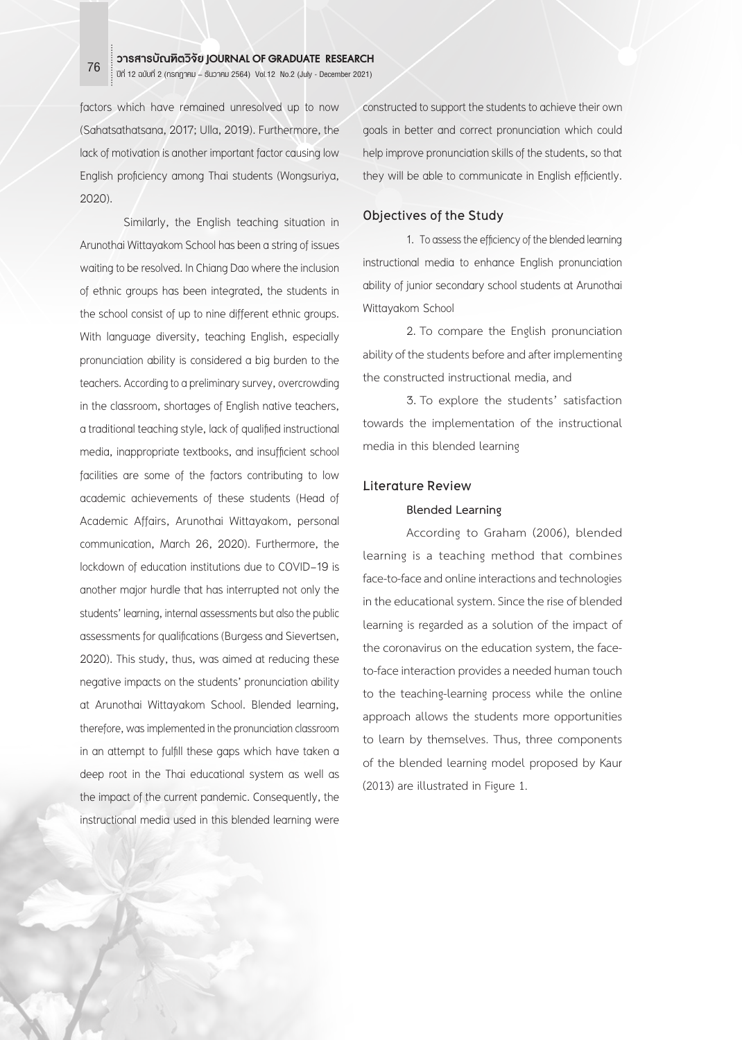factors which have remained unresolved up to now (Sahatsathatsana, 2017; Ulla, 2019). Furthermore, the lack of motivation is another important factor causing low English proficiency among Thai students (Wongsuriya, 2020).

Similarly, the English teaching situation in Arunothai Wittayakom School has been a string of issues waiting to be resolved. In Chiang Dao where the inclusion of ethnic groups has been integrated, the students in the school consist of up to nine different ethnic groups. With language diversity, teaching English, especially pronunciation ability is considered a big burden to the teachers. According to a preliminary survey, overcrowding in the classroom, shortages of English native teachers, a traditional teaching style, lack of qualified instructional media, inappropriate textbooks, and insufficient school facilities are some of the factors contributing to low academic achievements of these students (Head of Academic Affairs, Arunothai Wittayakom, personal communication, March 26, 2020). Furthermore, the lockdown of education institutions due to COVID-19 is another major hurdle that has interrupted not only the students' learning, internal assessments but also the public assessments for qualifications (Burgess and Sievertsen, 2020). This study, thus, was aimed at reducing these negative impacts on the students' pronunciation ability at Arunothai Wittayakom School. Blended learning, therefore, was implemented in the pronunciation classroom in an attempt to fulfill these gaps which have taken a deep root in the Thai educational system as well as the impact of the current pandemic. Consequently, the instructional media used in this blended learning were constructed to support the students to achieve their own goals in better and correct pronunciation which could help improve pronunciation skills of the students, so that they will be able to communicate in English efficiently.

## Objectives of the Study

1. To assess the efficiency of the blended learning instructional media to enhance English pronunciation ability of junior secondary school students at Arunothai Wittayakom School

2. To compare the English pronunciation ability of the students before and after implementing the constructed instructional media, and

3. To explore the students' satisfaction towards the implementation of the instructional media in this blended learning

## Literature Review

### Blended Learning

According to Graham (2006), blended learning is a teaching method that combines face-to-face and online interactions and technologies in the educational system. Since the rise of blended learning is regarded as a solution of the impact of the coronavirus on the education system, the face-to-face interaction provides a needed human touch to the teaching-learning process while the online approach allows the students more opportunities to learn by themselves. Thus, three components of the blended learning model proposed by Kaur (2013) are illustrated in Figure 1.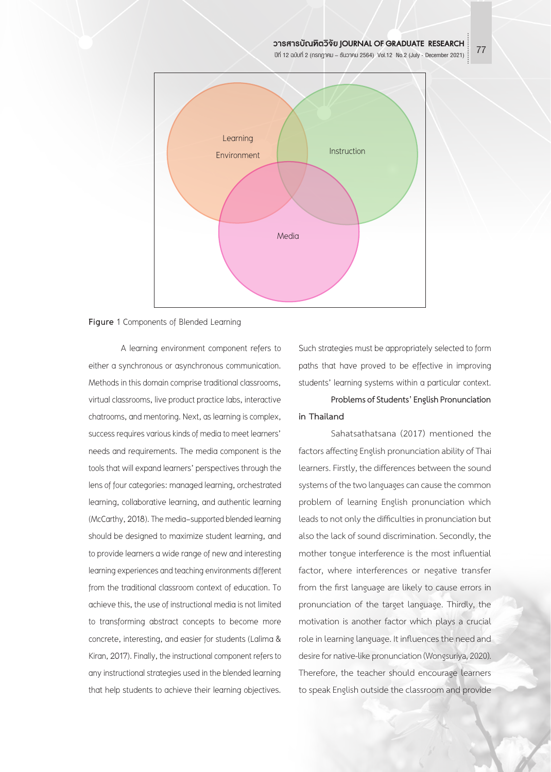Learning Environment

Instruction

Media

**Figure** 1 Components of Blended Learning

A learning environment component refers to either a synchronous or asynchronous communication. Methods in this domain comprise traditional classrooms, virtual classrooms, live product practice labs, interactive chatrooms, and mentoring. Next, as learning is complex, success requires various kinds of media to meet learners' needs and requirements. The media component is the tools that will expand learners' perspectives through the lens of four categories: managed learning, orchestrated learning, collaborative learning, and authentic learning (McCarthy, 2018). The media–supported blended learning should be designed to maximize student learning, and to provide learners a wide range of new and interesting learning experiences and teaching environments different from the traditional classroom context of education. To achieve this, the use of instructional media is not limited to transforming abstract concepts to become more concrete, interesting, and easier for students (Lalima & Kiran, 2017). Finally, the instructional component refers to any instructional strategies used in the blended learning that help students to achieve their learning objectives. Such strategies must be appropriately selected to form paths that have proved to be effective in improving students' learning systems within a particular context.

**Problems of Students' English Pronunciation in Thailand**

Sahatsathatsana (2017) mentioned the factors affecting English pronunciation ability of Thai learners. Firstly, the differences between the sound systems of the two languages can cause the common problem of learning English pronunciation which leads to not only the difficulties in pronunciation but also the lack of sound discrimination. Secondly, the mother tongue interference is the most influential factor, where interferences or negative transfer from the first language are likely to cause errors in pronunciation of the target language. Thirdly, the motivation is another factor which plays a crucial role in learning language. It influences the need and desire for native-like pronunciation (Wongsuriya, 2020). Therefore, the teacher should encourage learners to speak English outside the classroom and provide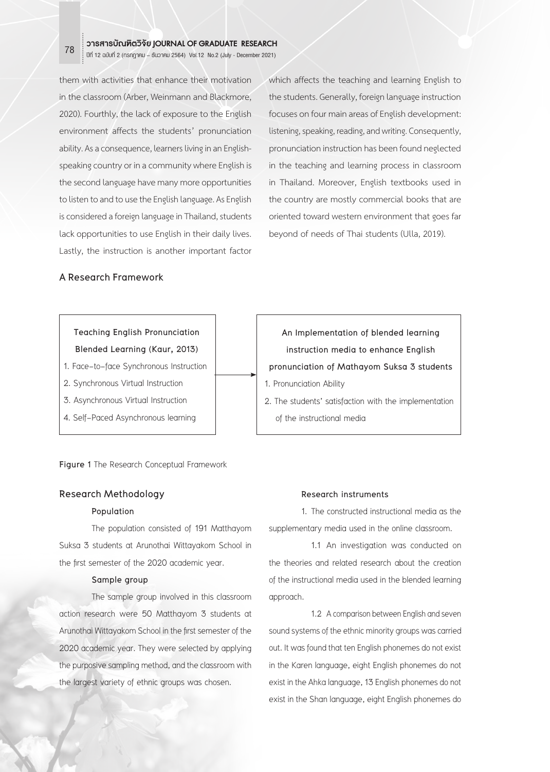them with activities that enhance their motivation in the classroom (Arber, Weinmann and Blackmore, 2020). Fourthly, the lack of exposure to the English environment affects the students' pronunciation ability. As a consequence, learners living in an English-speaking country or in a community where English is the second language have many more opportunities to listen to and to use the English language. As English is considered a foreign language in Thailand, students lack opportunities to use English in their daily lives. Lastly, the instruction is another important factor which affects the teaching and learning English to the students. Generally, foreign language instruction focuses on four main areas of English development: listening, speaking, reading, and writing. Consequently, pronunciation instruction has been found neglected in the teaching and learning process in classroom in Thailand. Moreover, English textbooks used in the country are mostly commercial books that are oriented toward western environment that goes far beyond of needs of Thai students (Ulla, 2019).

## A Research Framework

| Teaching English Pronunciation Blended Learning (Kaur, 2013) | → | An Implementation of blended learning instruction media to enhance English pronunciation of Mathayom Suksa 3 students |
|---|---|---|
| 1. Face-to-face Synchronous Instruction<br>2. Synchronous Virtual Instruction<br>3. Asynchronous Virtual Instruction<br>4. Self-Paced Asynchronous learning | | 1. Pronunciation Ability<br>2. The students' satisfaction with the implementation of the instructional media |

**Figure 1** The Research Conceptual Framework

## Research Methodology

### Population

The population consisted of 191 Matthayom Suksa 3 students at Arunothai Wittayakom School in the first semester of the 2020 academic year.

### Sample group

The sample group involved in this classroom action research were 50 Matthayom 3 students at Arunothai Wittayakom School in the first semester of the 2020 academic year. They were selected by applying the purposive sampling method, and the classroom with the largest variety of ethnic groups was chosen.

### Research instruments

1. The constructed instructional media as the supplementary media used in the online classroom.

1.1 An investigation was conducted on the theories and related research about the creation of the instructional media used in the blended learning approach.

1.2 A comparison between English and seven sound systems of the ethnic minority groups was carried out. It was found that ten English phonemes do not exist in the Karen language, eight English phonemes do not exist in the Ahka language, 13 English phonemes do not exist in the Shan language, eight English phonemes do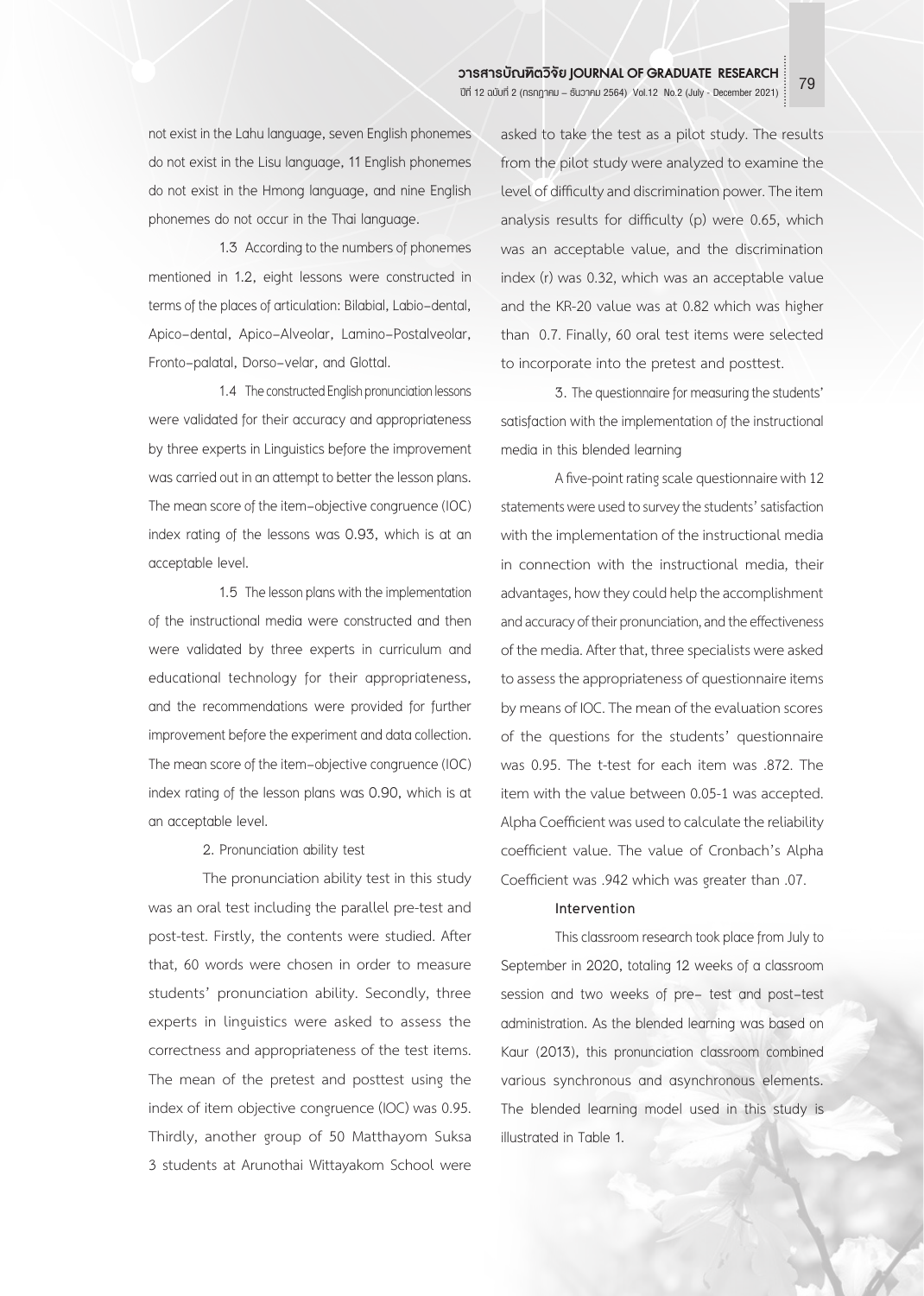not exist in the Lahu language, seven English phonemes do not exist in the Lisu language, 11 English phonemes do not exist in the Hmong language, and nine English phonemes do not occur in the Thai language.

1.3 According to the numbers of phonemes mentioned in 1.2, eight lessons were constructed in terms of the places of articulation: Bilabial, Labio-dental, Apico-dental, Apico-Alveolar, Lamino-Postalveolar, Fronto-palatal, Dorso-velar, and Glottal.

1.4 The constructed English pronunciation lessons were validated for their accuracy and appropriateness by three experts in Linguistics before the improvement was carried out in an attempt to better the lesson plans. The mean score of the item-objective congruence (IOC) index rating of the lessons was 0.93, which is at an acceptable level.

1.5 The lesson plans with the implementation of the instructional media were constructed and then were validated by three experts in curriculum and educational technology for their appropriateness, and the recommendations were provided for further improvement before the experiment and data collection. The mean score of the item-objective congruence (IOC) index rating of the lesson plans was 0.90, which is at an acceptable level.

2. Pronunciation ability test

The pronunciation ability test in this study was an oral test including the parallel pre-test and post-test. Firstly, the contents were studied. After that, 60 words were chosen in order to measure students' pronunciation ability. Secondly, three experts in linguistics were asked to assess the correctness and appropriateness of the test items. The mean of the pretest and posttest using the index of item objective congruence (IOC) was 0.95. Thirdly, another group of 50 Matthayom Suksa 3 students at Arunothai Wittayakom School were asked to take the test as a pilot study. The results from the pilot study were analyzed to examine the level of difficulty and discrimination power. The item analysis results for difficulty (p) were 0.65, which was an acceptable value, and the discrimination index (r) was 0.32, which was an acceptable value and the KR-20 value was at 0.82 which was higher than 0.7. Finally, 60 oral test items were selected to incorporate into the pretest and posttest.

3. The questionnaire for measuring the students' satisfaction with the implementation of the instructional media in this blended learning

A five-point rating scale questionnaire with 12 statements were used to survey the students' satisfaction with the implementation of the instructional media in connection with the instructional media, their advantages, how they could help the accomplishment and accuracy of their pronunciation, and the effectiveness of the media. After that, three specialists were asked to assess the appropriateness of questionnaire items by means of IOC. The mean of the evaluation scores of the questions for the students' questionnaire was 0.95. The t-test for each item was .872. The item with the value between 0.05-1 was accepted. Alpha Coefficient was used to calculate the reliability coefficient value. The value of Cronbach's Alpha Coefficient was .942 which was greater than .07.

**Intervention**

This classroom research took place from July to September in 2020, totaling 12 weeks of a classroom session and two weeks of pre- test and post-test administration. As the blended learning was based on Kaur (2013), this pronunciation classroom combined various synchronous and asynchronous elements. The blended learning model used in this study is illustrated in Table 1.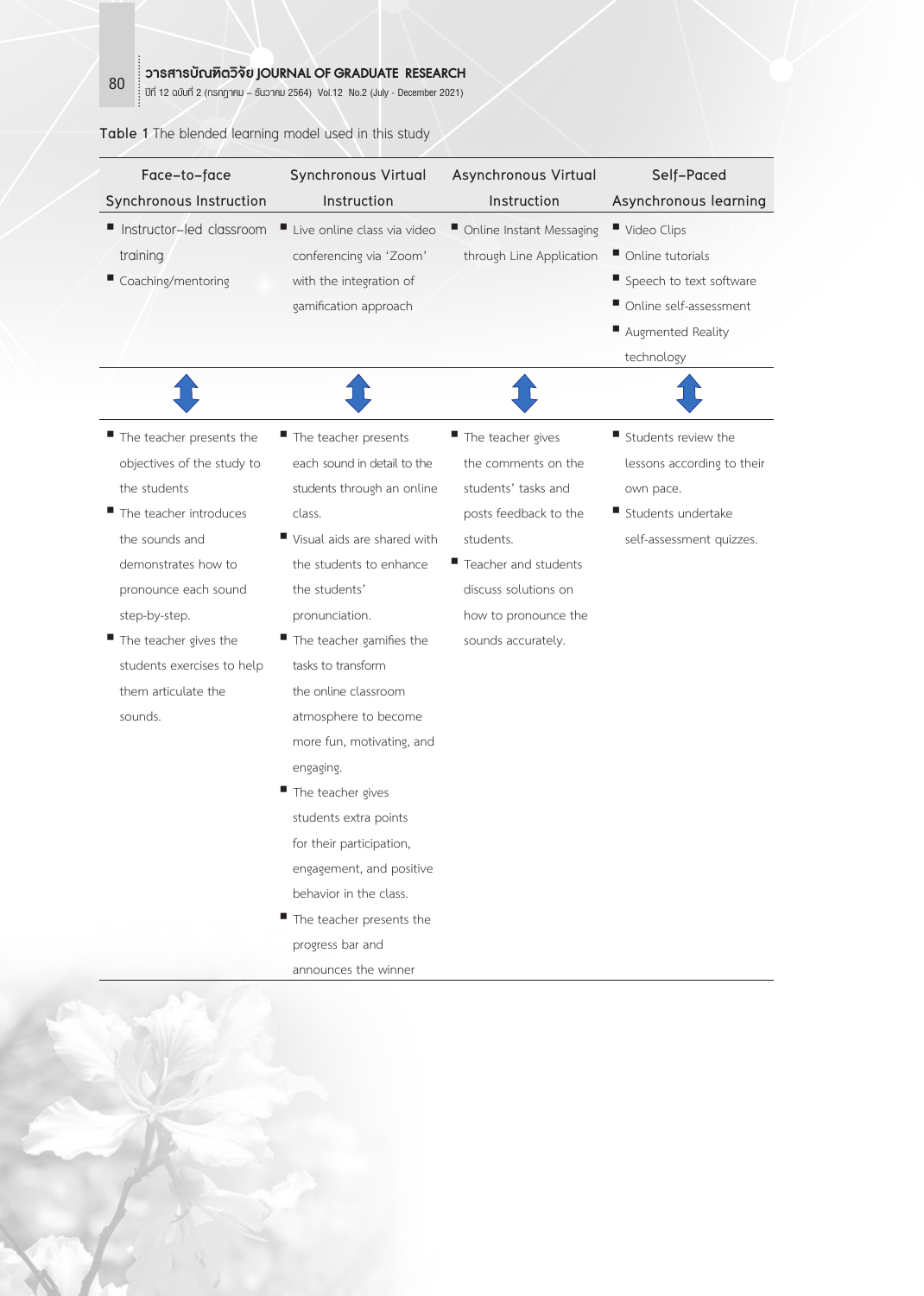**Table 1** The blended learning model used in this study

| Face-to-face Synchronous Instruction | Synchronous Virtual Instruction | Asynchronous Virtual Instruction | Self-Paced Asynchronous learning |
|---|---|---|---|
| ■ Instructor-led classroom training<br>■ Coaching/mentoring | ■ Live online class via video conferencing via 'Zoom' with the integration of gamification approach | ■ Online Instant Messaging through Line Application | ■ Video Clips<br>■ Online tutorials<br>■ Speech to text software<br>■ Online self-assessment<br>■ Augmented Reality technology |
| ↕ | ↕ | ↕ | ↕ |
| ■ The teacher presents the objectives of the study to the students<br>■ The teacher introduces the sounds and demonstrates how to pronounce each sound step-by-step.<br>■ The teacher gives the students exercises to help them articulate the sounds. | ■ The teacher presents each sound in detail to the students through an online class.<br>■ Visual aids are shared with the students to enhance the students' pronunciation.<br>■ The teacher gamifies the tasks to transform the online classroom atmosphere to become more fun, motivating, and engaging.<br>■ The teacher gives students extra points for their participation, engagement, and positive behavior in the class.<br>■ The teacher presents the progress bar and announces the winner | ■ The teacher gives the comments on the students' tasks and posts feedback to the students.<br>■ Teacher and students discuss solutions on how to pronounce the sounds accurately. | ■ Students review the lessons according to their own pace.<br>■ Students undertake self-assessment quizzes. |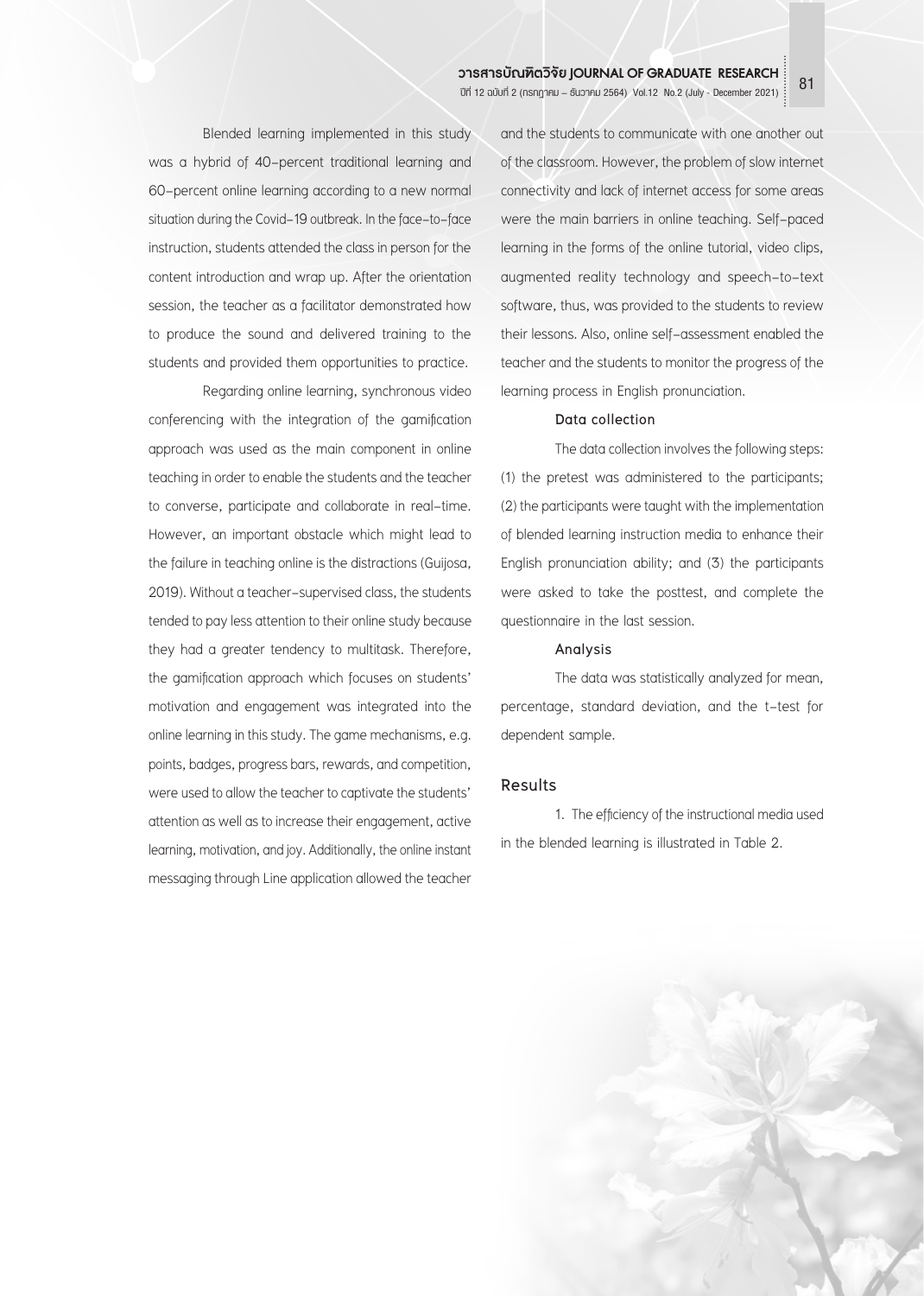Blended learning implemented in this study was a hybrid of 40-percent traditional learning and 60-percent online learning according to a new normal situation during the Covid-19 outbreak. In the face-to-face instruction, students attended the class in person for the content introduction and wrap up. After the orientation session, the teacher as a facilitator demonstrated how to produce the sound and delivered training to the students and provided them opportunities to practice.

Regarding online learning, synchronous video conferencing with the integration of the gamification approach was used as the main component in online teaching in order to enable the students and the teacher to converse, participate and collaborate in real-time. However, an important obstacle which might lead to the failure in teaching online is the distractions (Guijosa, 2019). Without a teacher-supervised class, the students tended to pay less attention to their online study because they had a greater tendency to multitask. Therefore, the gamification approach which focuses on students' motivation and engagement was integrated into the online learning in this study. The game mechanisms, e.g. points, badges, progress bars, rewards, and competition, were used to allow the teacher to captivate the students' attention as well as to increase their engagement, active learning, motivation, and joy. Additionally, the online instant messaging through Line application allowed the teacher and the students to communicate with one another out of the classroom. However, the problem of slow internet connectivity and lack of internet access for some areas were the main barriers in online teaching. Self-paced learning in the forms of the online tutorial, video clips, augmented reality technology and speech-to-text software, thus, was provided to the students to review their lessons. Also, online self-assessment enabled the teacher and the students to monitor the progress of the learning process in English pronunciation.

#### Data collection

The data collection involves the following steps: (1) the pretest was administered to the participants; (2) the participants were taught with the implementation of blended learning instruction media to enhance their English pronunciation ability; and (3) the participants were asked to take the posttest, and complete the questionnaire in the last session.

#### Analysis

The data was statistically analyzed for mean, percentage, standard deviation, and the t-test for dependent sample.

### Results

1. The efficiency of the instructional media used in the blended learning is illustrated in Table 2.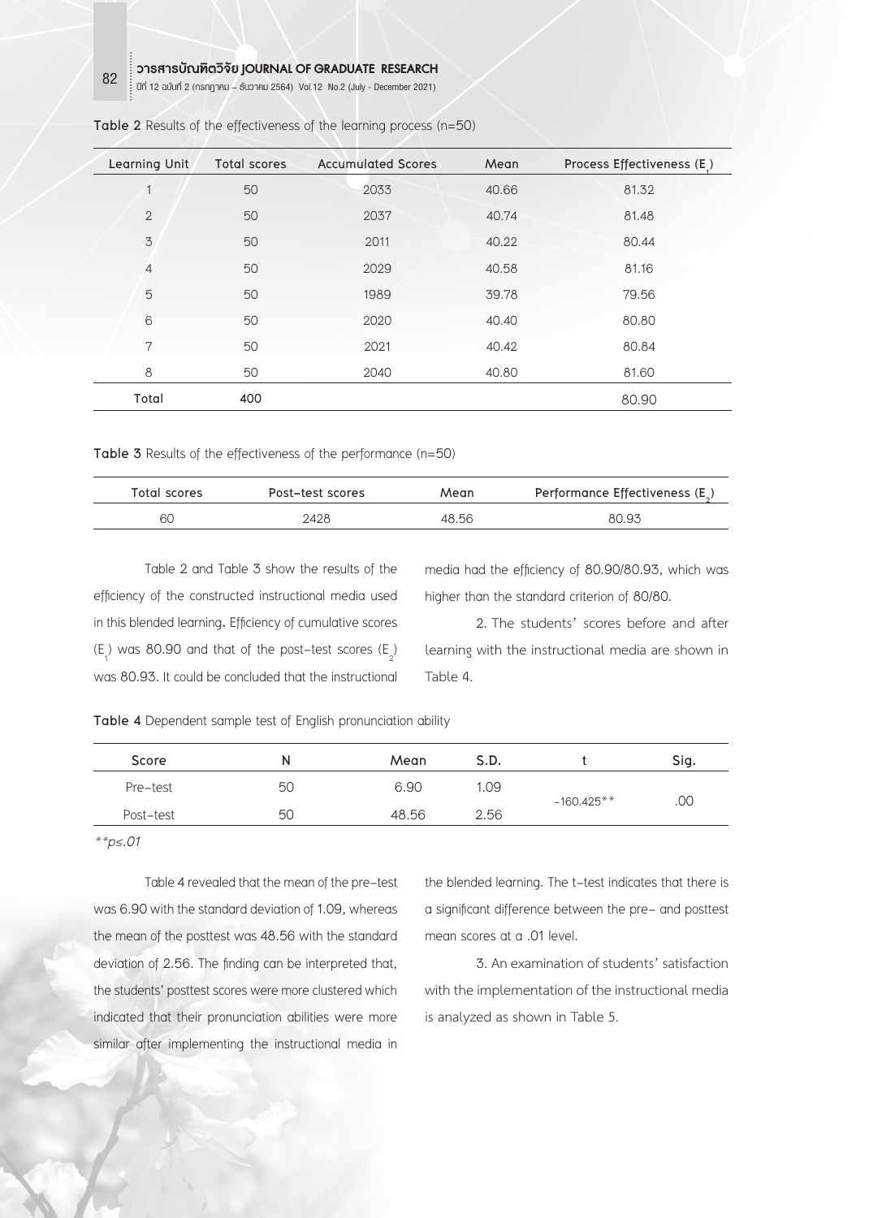**Table 2** Results of the effectiveness of the learning process (n=50)

| Learning Unit | Total scores | Accumulated Scores | Mean | Process Effectiveness ($E_1$) |
|---|---|---|---|---|
| 1 | 50 | 2033 | 40.66 | 81.32 |
| 2 | 50 | 2037 | 40.74 | 81.48 |
| 3 | 50 | 2011 | 40.22 | 80.44 |
| 4 | 50 | 2029 | 40.58 | 81.16 |
| 5 | 50 | 1989 | 39.78 | 79.56 |
| 6 | 50 | 2020 | 40.40 | 80.80 |
| 7 | 50 | 2021 | 40.42 | 80.84 |
| 8 | 50 | 2040 | 40.80 | 81.60 |
| Total | 400 | | | 80.90 |

**Table 3** Results of the effectiveness of the performance (n=50)

| Total scores | Post-test scores | Mean | Performance Effectiveness ($E_2$) |
|---|---|---|---|
| 60 | 2428 | 48.56 | 80.93 |

Table 2 and Table 3 show the results of the efficiency of the constructed instructional media used in this blended learning. Efficiency of cumulative scores ($E_1$) was 80.90 and that of the post-test scores ($E_2$) was 80.93. It could be concluded that the instructional media had the efficiency of 80.90/80.93, which was higher than the standard criterion of 80/80.

2. The students' scores before and after learning with the instructional media are shown in Table 4.

**Table 4** Dependent sample test of English pronunciation ability

| Score | N | Mean | S.D. | t | Sig. |
|---|---|---|---|---|---|
| Pre-test | 50 | 6.90 | 1.09 | -160.425** | .00 |
| Post-test | 50 | 48.56 | 2.56 | | |

$^{**}p \leq .01$

Table 4 revealed that the mean of the pre-test was 6.90 with the standard deviation of 1.09, whereas the mean of the posttest was 48.56 with the standard deviation of 2.56. The finding can be interpreted that, the students' posttest scores were more clustered which indicated that their pronunciation abilities were more similar after implementing the instructional media in the blended learning. The t-test indicates that there is a significant difference between the pre- and posttest mean scores at a .01 level.

3. An examination of students' satisfaction with the implementation of the instructional media is analyzed as shown in Table 5.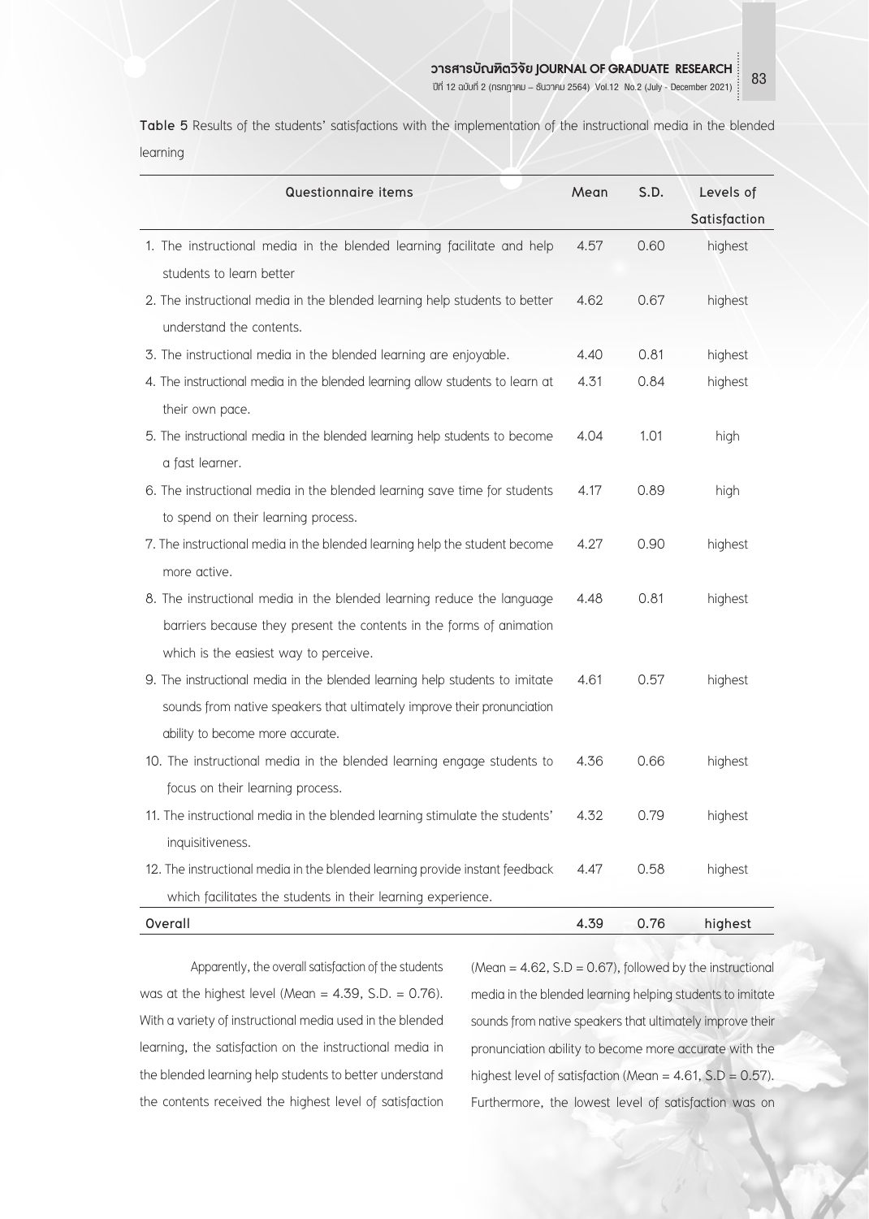**Table 5** Results of the students' satisfactions with the implementation of the instructional media in the blended learning

| Questionnaire items | Mean | S.D. | Levels of Satisfaction |
|---|---|---|---|
| 1. The instructional media in the blended learning facilitate and help students to learn better | 4.57 | 0.60 | highest |
| 2. The instructional media in the blended learning help students to better understand the contents. | 4.62 | 0.67 | highest |
| 3. The instructional media in the blended learning are enjoyable. | 4.40 | 0.81 | highest |
| 4. The instructional media in the blended learning allow students to learn at their own pace. | 4.31 | 0.84 | highest |
| 5. The instructional media in the blended learning help students to become a fast learner. | 4.04 | 1.01 | high |
| 6. The instructional media in the blended learning save time for students to spend on their learning process. | 4.17 | 0.89 | high |
| 7. The instructional media in the blended learning help the student become more active. | 4.27 | 0.90 | highest |
| 8. The instructional media in the blended learning reduce the language barriers because they present the contents in the forms of animation which is the easiest way to perceive. | 4.48 | 0.81 | highest |
| 9. The instructional media in the blended learning help students to imitate sounds from native speakers that ultimately improve their pronunciation ability to become more accurate. | 4.61 | 0.57 | highest |
| 10. The instructional media in the blended learning engage students to focus on their learning process. | 4.36 | 0.66 | highest |
| 11. The instructional media in the blended learning stimulate the students' inquisitiveness. | 4.32 | 0.79 | highest |
| 12. The instructional media in the blended learning provide instant feedback which facilitates the students in their learning experience. | 4.47 | 0.58 | highest |
| **Overall** | **4.39** | **0.76** | **highest** |

Apparently, the overall satisfaction of the students was at the highest level (Mean = 4.39, S.D. = 0.76). With a variety of instructional media used in the blended learning, the satisfaction on the instructional media in the blended learning help students to better understand the contents received the highest level of satisfaction (Mean = 4.62, S.D = 0.67), followed by the instructional media in the blended learning helping students to imitate sounds from native speakers that ultimately improve their pronunciation ability to become more accurate with the highest level of satisfaction (Mean = 4.61, S.D = 0.57). Furthermore, the lowest level of satisfaction was on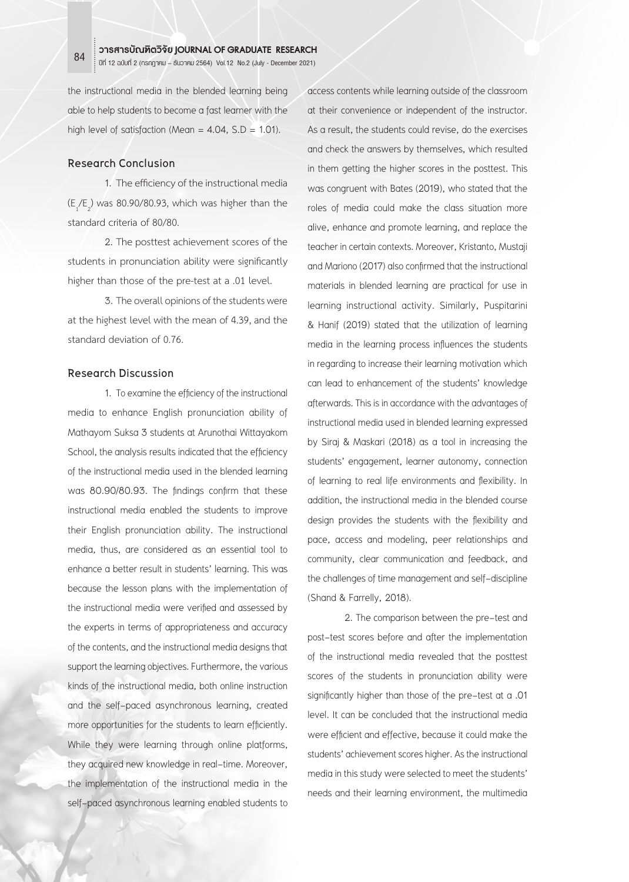the instructional media in the blended learning being able to help students to become a fast learner with the high level of satisfaction (Mean = 4.04, S.D = 1.01).

## Research Conclusion

1. The efficiency of the instructional media ($E_1/E_2$) was 80.90/80.93, which was higher than the standard criteria of 80/80.

2. The posttest achievement scores of the students in pronunciation ability were significantly higher than those of the pre-test at a .01 level.

3. The overall opinions of the students were at the highest level with the mean of 4.39, and the standard deviation of 0.76.

## Research Discussion

1. To examine the efficiency of the instructional media to enhance English pronunciation ability of Mathayom Suksa 3 students at Arunothai Wittayakom School, the analysis results indicated that the efficiency of the instructional media used in the blended learning was 80.90/80.93. The findings confirm that these instructional media enabled the students to improve their English pronunciation ability. The instructional media, thus, are considered as an essential tool to enhance a better result in students' learning. This was because the lesson plans with the implementation of the instructional media were verified and assessed by the experts in terms of appropriateness and accuracy of the contents, and the instructional media designs that support the learning objectives. Furthermore, the various kinds of the instructional media, both online instruction and the self-paced asynchronous learning, created more opportunities for the students to learn efficiently. While they were learning through online platforms, they acquired new knowledge in real-time. Moreover, the implementation of the instructional media in the self-paced asynchronous learning enabled students to access contents while learning outside of the classroom at their convenience or independent of the instructor. As a result, the students could revise, do the exercises and check the answers by themselves, which resulted in them getting the higher scores in the posttest. This was congruent with Bates (2019), who stated that the roles of media could make the class situation more alive, enhance and promote learning, and replace the teacher in certain contexts. Moreover, Kristanto, Mustaji and Mariono (2017) also confirmed that the instructional materials in blended learning are practical for use in learning instructional activity. Similarly, Puspitarini & Hanif (2019) stated that the utilization of learning media in the learning process influences the students in regarding to increase their learning motivation which can lead to enhancement of the students' knowledge afterwards. This is in accordance with the advantages of instructional media used in blended learning expressed by Siraj & Maskari (2018) as a tool in increasing the students' engagement, learner autonomy, connection of learning to real life environments and flexibility. In addition, the instructional media in the blended course design provides the students with the flexibility and pace, access and modeling, peer relationships and community, clear communication and feedback, and the challenges of time management and self-discipline (Shand & Farrelly, 2018).

2. The comparison between the pre-test and post-test scores before and after the implementation of the instructional media revealed that the posttest scores of the students in pronunciation ability were significantly higher than those of the pre-test at a .01 level. It can be concluded that the instructional media were efficient and effective, because it could make the students' achievement scores higher. As the instructional media in this study were selected to meet the students' needs and their learning environment, the multimedia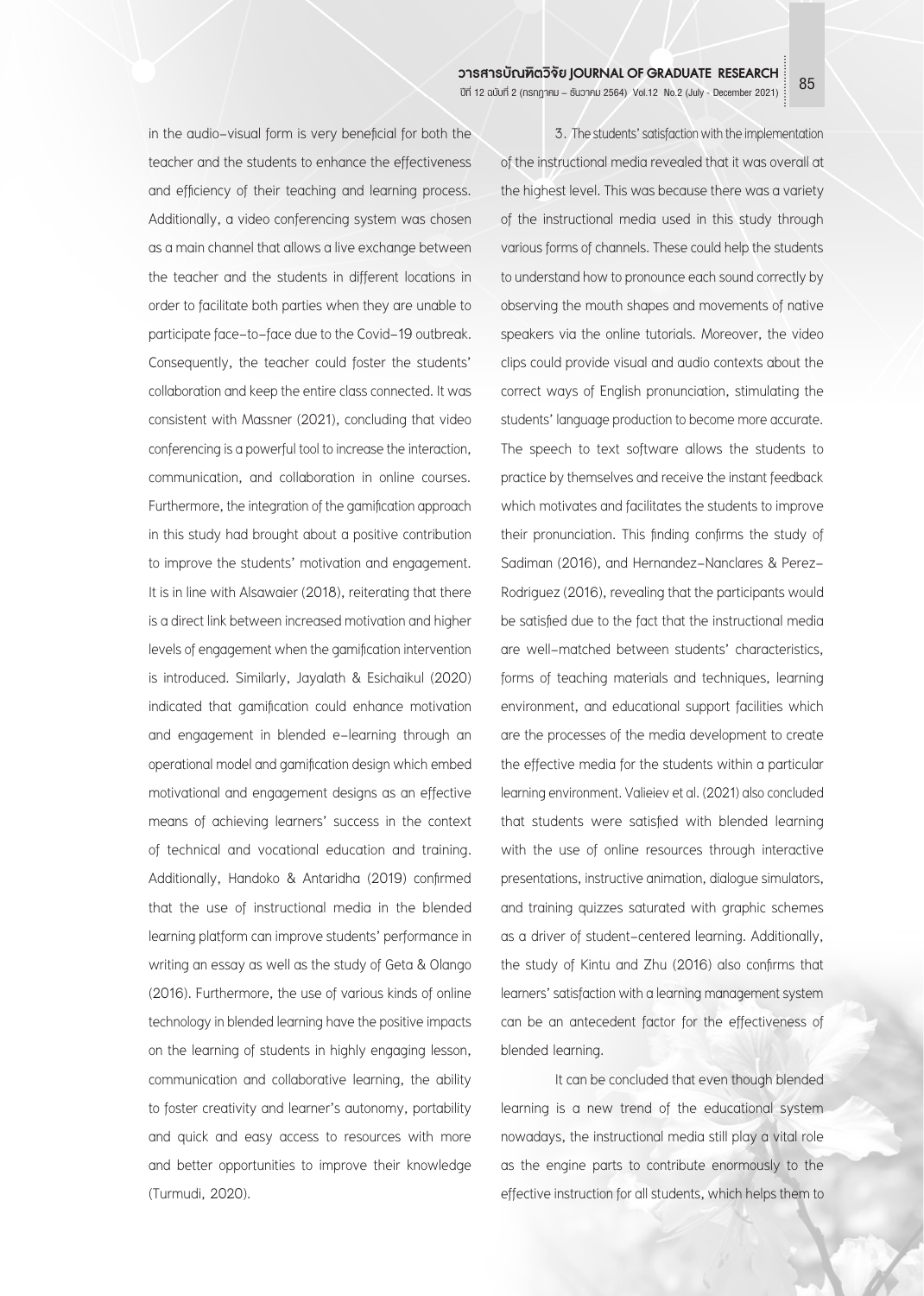in the audio-visual form is very beneficial for both the teacher and the students to enhance the effectiveness and efficiency of their teaching and learning process. Additionally, a video conferencing system was chosen as a main channel that allows a live exchange between the teacher and the students in different locations in order to facilitate both parties when they are unable to participate face-to-face due to the Covid-19 outbreak. Consequently, the teacher could foster the students' collaboration and keep the entire class connected. It was consistent with Massner (2021), concluding that video conferencing is a powerful tool to increase the interaction, communication, and collaboration in online courses. Furthermore, the integration of the gamification approach in this study had brought about a positive contribution to improve the students' motivation and engagement. It is in line with Alsawaier (2018), reiterating that there is a direct link between increased motivation and higher levels of engagement when the gamification intervention is introduced. Similarly, Jayalath & Esichaikul (2020) indicated that gamification could enhance motivation and engagement in blended e-learning through an operational model and gamification design which embed motivational and engagement designs as an effective means of achieving learners' success in the context of technical and vocational education and training. Additionally, Handoko & Antaridha (2019) confirmed that the use of instructional media in the blended learning platform can improve students' performance in writing an essay as well as the study of Geta & Olango (2016). Furthermore, the use of various kinds of online technology in blended learning have the positive impacts on the learning of students in highly engaging lesson, communication and collaborative learning, the ability to foster creativity and learner's autonomy, portability and quick and easy access to resources with more and better opportunities to improve their knowledge (Turmudi, 2020).

3. The students' satisfaction with the implementation of the instructional media revealed that it was overall at the highest level. This was because there was a variety of the instructional media used in this study through various forms of channels. These could help the students to understand how to pronounce each sound correctly by observing the mouth shapes and movements of native speakers via the online tutorials. Moreover, the video clips could provide visual and audio contexts about the correct ways of English pronunciation, stimulating the students' language production to become more accurate. The speech to text software allows the students to practice by themselves and receive the instant feedback which motivates and facilitates the students to improve their pronunciation. This finding confirms the study of Sadiman (2016), and Hernandez-Nanclares & Perez-Rodriguez (2016), revealing that the participants would be satisfied due to the fact that the instructional media are well-matched between students' characteristics, forms of teaching materials and techniques, learning environment, and educational support facilities which are the processes of the media development to create the effective media for the students within a particular learning environment. Valieiev et al. (2021) also concluded that students were satisfied with blended learning with the use of online resources through interactive presentations, instructive animation, dialogue simulators, and training quizzes saturated with graphic schemes as a driver of student-centered learning. Additionally, the study of Kintu and Zhu (2016) also confirms that learners' satisfaction with a learning management system can be an antecedent factor for the effectiveness of blended learning.

It can be concluded that even though blended learning is a new trend of the educational system nowadays, the instructional media still play a vital role as the engine parts to contribute enormously to the effective instruction for all students, which helps them to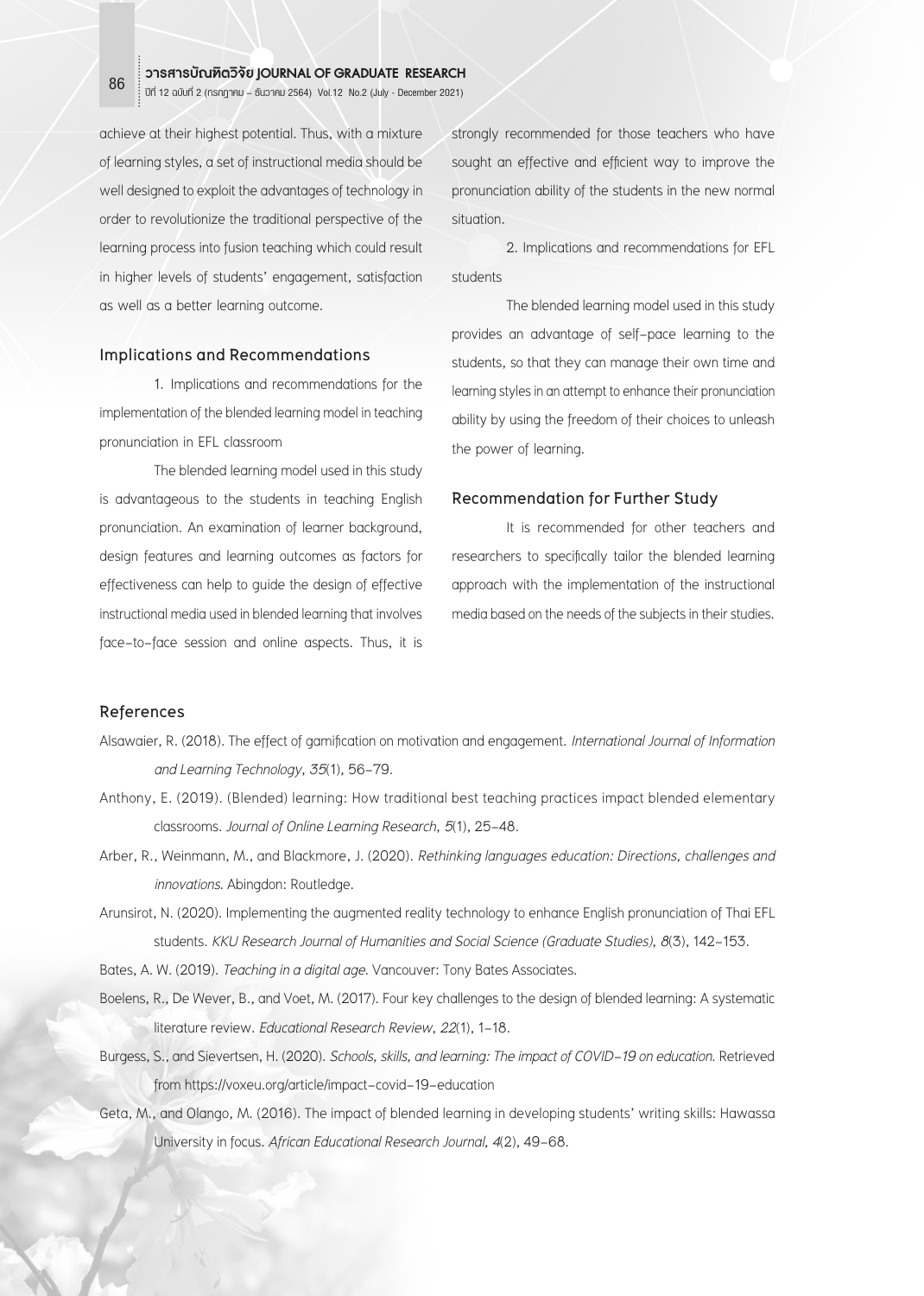achieve at their highest potential. Thus, with a mixture of learning styles, a set of instructional media should be well designed to exploit the advantages of technology in order to revolutionize the traditional perspective of the learning process into fusion teaching which could result in higher levels of students' engagement, satisfaction as well as a better learning outcome.

## Implications and Recommendations

1. Implications and recommendations for the implementation of the blended learning model in teaching pronunciation in EFL classroom

The blended learning model used in this study is advantageous to the students in teaching English pronunciation. An examination of learner background, design features and learning outcomes as factors for effectiveness can help to guide the design of effective instructional media used in blended learning that involves face-to-face session and online aspects. Thus, it is strongly recommended for those teachers who have sought an effective and efficient way to improve the pronunciation ability of the students in the new normal situation.

2. Implications and recommendations for EFL students

The blended learning model used in this study provides an advantage of self-pace learning to the students, so that they can manage their own time and learning styles in an attempt to enhance their pronunciation ability by using the freedom of their choices to unleash the power of learning.

## Recommendation for Further Study

It is recommended for other teachers and researchers to specifically tailor the blended learning approach with the implementation of the instructional media based on the needs of the subjects in their studies.

## References

Alsawaier, R. (2018). The effect of gamification on motivation and engagement. *International Journal of Information and Learning Technology*, *35*(1), 56-79.

Anthony, E. (2019). (Blended) learning: How traditional best teaching practices impact blended elementary classrooms. *Journal of Online Learning Research*, *5*(1), 25-48.

Arber, R., Weinmann, M., and Blackmore, J. (2020). *Rethinking languages education: Directions, challenges and innovations*. Abingdon: Routledge.

Arunsirot, N. (2020). Implementing the augmented reality technology to enhance English pronunciation of Thai EFL students. *KKU Research Journal of Humanities and Social Science (Graduate Studies)*, *8*(3), 142-153.

Bates, A. W. (2019). *Teaching in a digital age*. Vancouver: Tony Bates Associates.

Boelens, R., De Wever, B., and Voet, M. (2017). Four key challenges to the design of blended learning: A systematic literature review. *Educational Research Review*, *22*(1), 1-18.

Burgess, S., and Sievertsen, H. (2020). *Schools, skills, and learning: The impact of COVID-19 on education*. Retrieved from https://voxeu.org/article/impact-covid-19-education

Geta, M., and Olango, M. (2016). The impact of blended learning in developing students' writing skills: Hawassa University in focus. *African Educational Research Journal*, *4*(2), 49-68.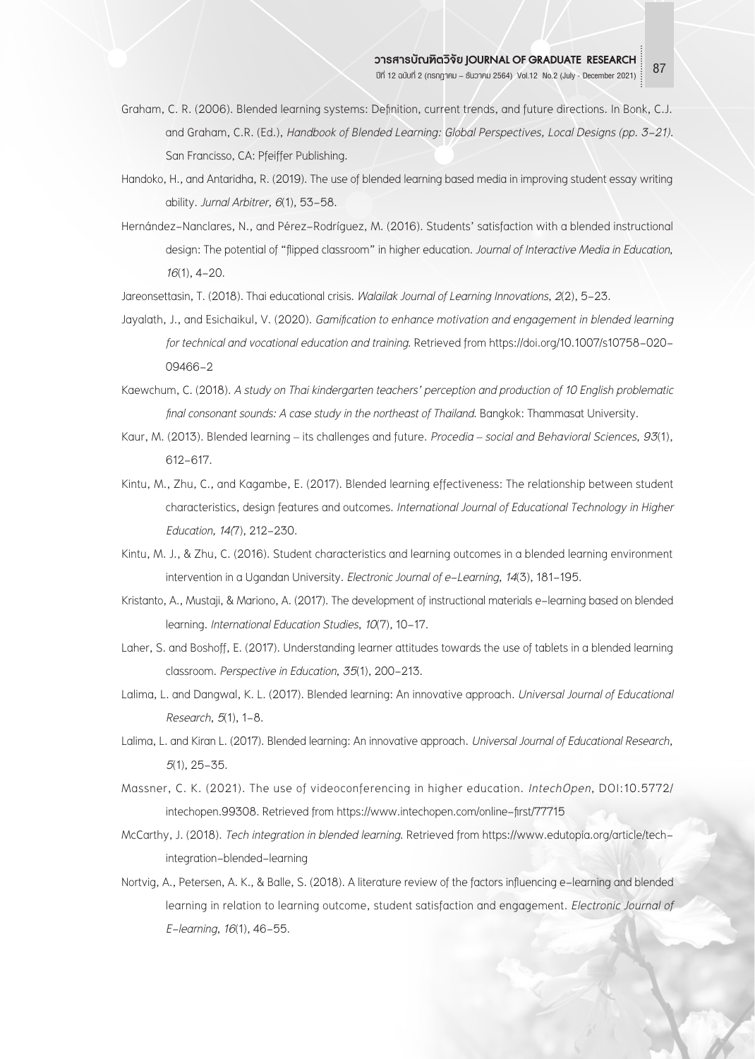Graham, C. R. (2006). Blended learning systems: Definition, current trends, and future directions. In Bonk, C.J. and Graham, C.R. (Ed.), *Handbook of Blended Learning: Global Perspectives, Local Designs (pp. 3-21)*. San Francisso, CA: Pfeiffer Publishing.

Handoko, H., and Antaridha, R. (2019). The use of blended learning based media in improving student essay writing ability. *Jurnal Arbitrer, 6*(1), 53-58.

Hernández-Nanclares, N., and Pérez-Rodríguez, M. (2016). Students' satisfaction with a blended instructional design: The potential of "flipped classroom" in higher education. *Journal of Interactive Media in Education, 16*(1), 4-20.

Jareonsettasin, T. (2018). Thai educational crisis. *Walailak Journal of Learning Innovations, 2*(2), 5-23.

Jayalath, J., and Esichaikul, V. (2020). *Gamification to enhance motivation and engagement in blended learning for technical and vocational education and training.* Retrieved from https://doi.org/10.1007/s10758-020-09466-2

Kaewchum, C. (2018). *A study on Thai kindergarten teachers' perception and production of 10 English problematic final consonant sounds: A case study in the northeast of Thailand.* Bangkok: Thammasat University.

Kaur, M. (2013). Blended learning – its challenges and future. *Procedia – social and Behavioral Sciences, 93*(1), 612-617.

Kintu, M., Zhu, C., and Kagambe, E. (2017). Blended learning effectiveness: The relationship between student characteristics, design features and outcomes. *International Journal of Educational Technology in Higher Education, 14(*7), 212-230.

Kintu, M. J., & Zhu, C. (2016). Student characteristics and learning outcomes in a blended learning environment intervention in a Ugandan University. *Electronic Journal of e-Learning, 14*(3), 181-195.

Kristanto, A., Mustaji, & Mariono, A. (2017). The development of instructional materials e-learning based on blended learning. *International Education Studies, 10*(7), 10-17.

Laher, S. and Boshoff, E. (2017). Understanding learner attitudes towards the use of tablets in a blended learning classroom. *Perspective in Education, 35*(1), 200-213.

Lalima, L. and Dangwal, K. L. (2017). Blended learning: An innovative approach. *Universal Journal of Educational Research, 5*(1), 1-8.

Lalima, L. and Kiran L. (2017). Blended learning: An innovative approach. *Universal Journal of Educational Research, 5*(1), 25-35.

Massner, C. K. (2021). The use of videoconferencing in higher education. *IntechOpen*, DOI:10.5772/intechopen.99308. Retrieved from https://www.intechopen.com/online-first/77715

McCarthy, J. (2018). *Tech integration in blended learning.* Retrieved from https://www.edutopia.org/article/tech-integration-blended-learning

Nortvig, A., Petersen, A. K., & Balle, S. (2018). A literature review of the factors influencing e-learning and blended learning in relation to learning outcome, student satisfaction and engagement. *Electronic Journal of E-learning, 16*(1), 46-55.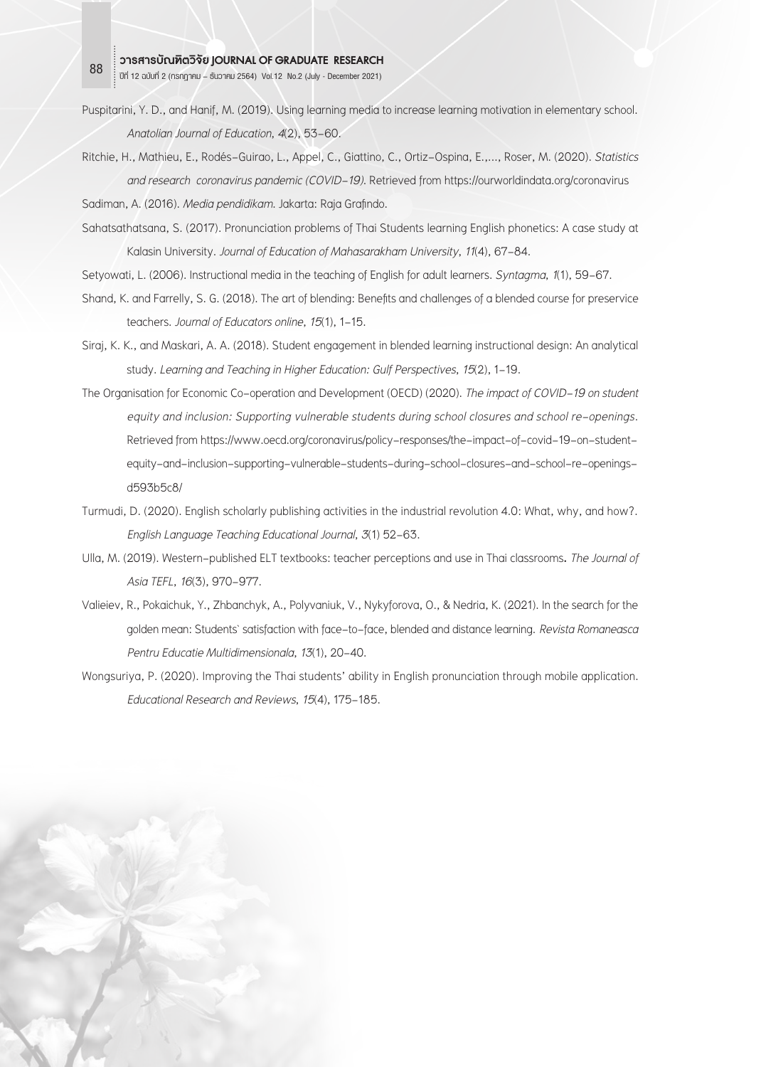Puspitarini, Y. D., and Hanif, M. (2019). Using learning media to increase learning motivation in elementary school. *Anatolian Journal of Education, 4*(2), 53-60.

Ritchie, H., Mathieu, E., Rodés-Guirao, L., Appel, C., Giattino, C., Ortiz-Ospina, E.,..., Roser, M. (2020). *Statistics and research coronavirus pandemic (COVID-19).* Retrieved from https://ourworldindata.org/coronavirus

Sadiman, A. (2016). *Media pendidikam.* Jakarta: Raja Grafindo.

Sahatsathatsana, S. (2017). Pronunciation problems of Thai Students learning English phonetics: A case study at Kalasin University. *Journal of Education of Mahasarakham University, 11*(4), 67-84.

Setyowati, L. (2006). Instructional media in the teaching of English for adult learners. *Syntagma, 1*(1), 59-67.

Shand, K. and Farrelly, S. G. (2018). The art of blending: Benefits and challenges of a blended course for preservice teachers. *Journal of Educators online, 15*(1), 1-15.

Siraj, K. K., and Maskari, A. A. (2018). Student engagement in blended learning instructional design: An analytical study. *Learning and Teaching in Higher Education: Gulf Perspectives, 15*(2), 1-19.

The Organisation for Economic Co-operation and Development (OECD) (2020). *The impact of COVID-19 on student equity and inclusion: Supporting vulnerable students during school closures and school re-openings.* Retrieved from https://www.oecd.org/coronavirus/policy-responses/the-impact-of-covid-19-on-student-equity-and-inclusion-supporting-vulnerable-students-during-school-closures-and-school-re-openings-d593b5c8/

Turmudi, D. (2020). English scholarly publishing activities in the industrial revolution 4.0: What, why, and how?. *English Language Teaching Educational Journal, 3*(1) 52-63.

Ulla, M. (2019). Western-published ELT textbooks: teacher perceptions and use in Thai classrooms**.** *The Journal of Asia TEFL, 16*(3), 970-977.

Valieiev, R., Pokaichuk, Y., Zhbanchyk, A., Polyvaniuk, V., Nykyforova, O., & Nedria, K. (2021). In the search for the golden mean: Students` satisfaction with face-to-face, blended and distance learning. *Revista Romaneasca Pentru Educatie Multidimensionala, 13*(1), 20-40.

Wongsuriya, P. (2020). Improving the Thai students' ability in English pronunciation through mobile application. *Educational Research and Reviews, 15*(4), 175-185.